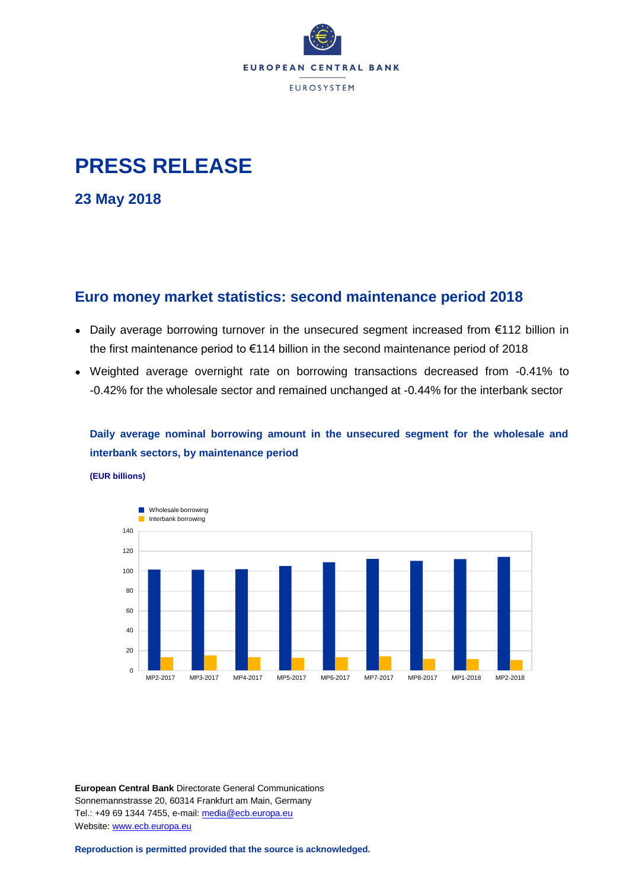EUROPEAN CENTRAL BANK

EUROSYSTEM

# PRESS RELEASE

## 23 May 2018

## Euro money market statistics: second maintenance period 2018

- Daily average borrowing turnover in the unsecured segment increased from €112 billion in the first maintenance period to €114 billion in the second maintenance period of 2018
- Weighted average overnight rate on borrowing transactions decreased from -0.41% to -0.42% for the wholesale sector and remained unchanged at -0.44% for the interbank sector

**Daily average nominal borrowing amount in the unsecured segment for the wholesale and interbank sectors, by maintenance period**

**(EUR billions)**

**European Central Bank** Directorate General Communications
Sonnemannstrasse 20, 60314 Frankfurt am Main, Germany
Tel.: +49 69 1344 7455, e-mail: media@ecb.europa.eu
Website: www.ecb.europa.eu

**Reproduction is permitted provided that the source is acknowledged.**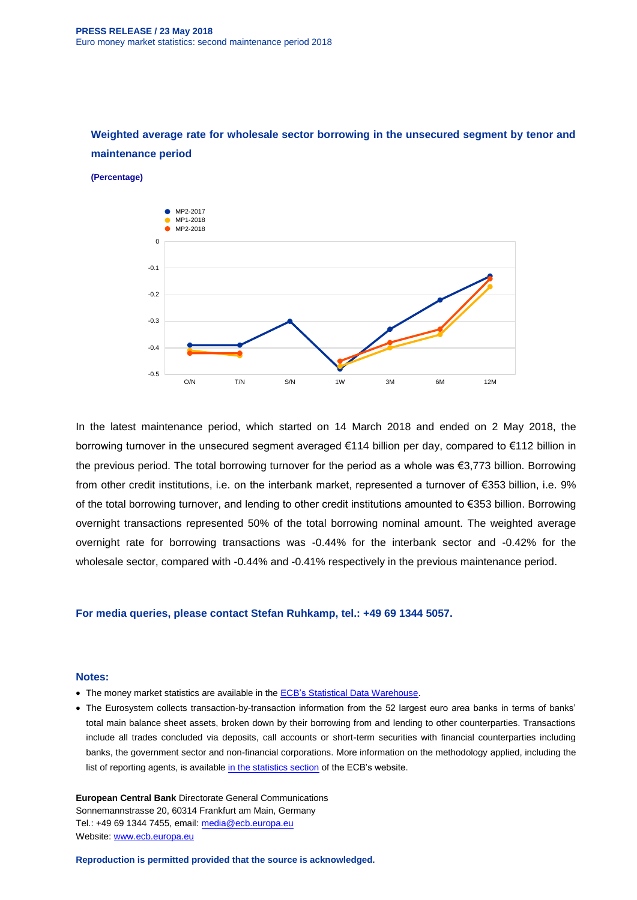### Weighted average rate for wholesale sector borrowing in the unsecured segment by tenor and maintenance period

**(Percentage)**

In the latest maintenance period, which started on 14 March 2018 and ended on 2 May 2018, the borrowing turnover in the unsecured segment averaged €114 billion per day, compared to €112 billion in the previous period. The total borrowing turnover for the period as a whole was €3,773 billion. Borrowing from other credit institutions, i.e. on the interbank market, represented a turnover of €353 billion, i.e. 9% of the total borrowing turnover, and lending to other credit institutions amounted to €353 billion. Borrowing overnight transactions represented 50% of the total borrowing nominal amount. The weighted average overnight rate for borrowing transactions was -0.44% for the interbank sector and -0.42% for the wholesale sector, compared with -0.44% and -0.41% respectively in the previous maintenance period.

**For media queries, please contact Stefan Ruhkamp, tel.: +49 69 1344 5057.**

### Notes:

- The money market statistics are available in the ECB's Statistical Data Warehouse.
- The Eurosystem collects transaction-by-transaction information from the 52 largest euro area banks in terms of banks' total main balance sheet assets, broken down by their borrowing from and lending to other counterparties. Transactions include all trades concluded via deposits, call accounts or short-term securities with financial counterparties including banks, the government sector and non-financial corporations. More information on the methodology applied, including the list of reporting agents, is available in the statistics section of the ECB's website.

**European Central Bank** Directorate General Communications
Sonnemannstrasse 20, 60314 Frankfurt am Main, Germany
Tel.: +49 69 1344 7455, email: media@ecb.europa.eu
Website: www.ecb.europa.eu

**Reproduction is permitted provided that the source is acknowledged.**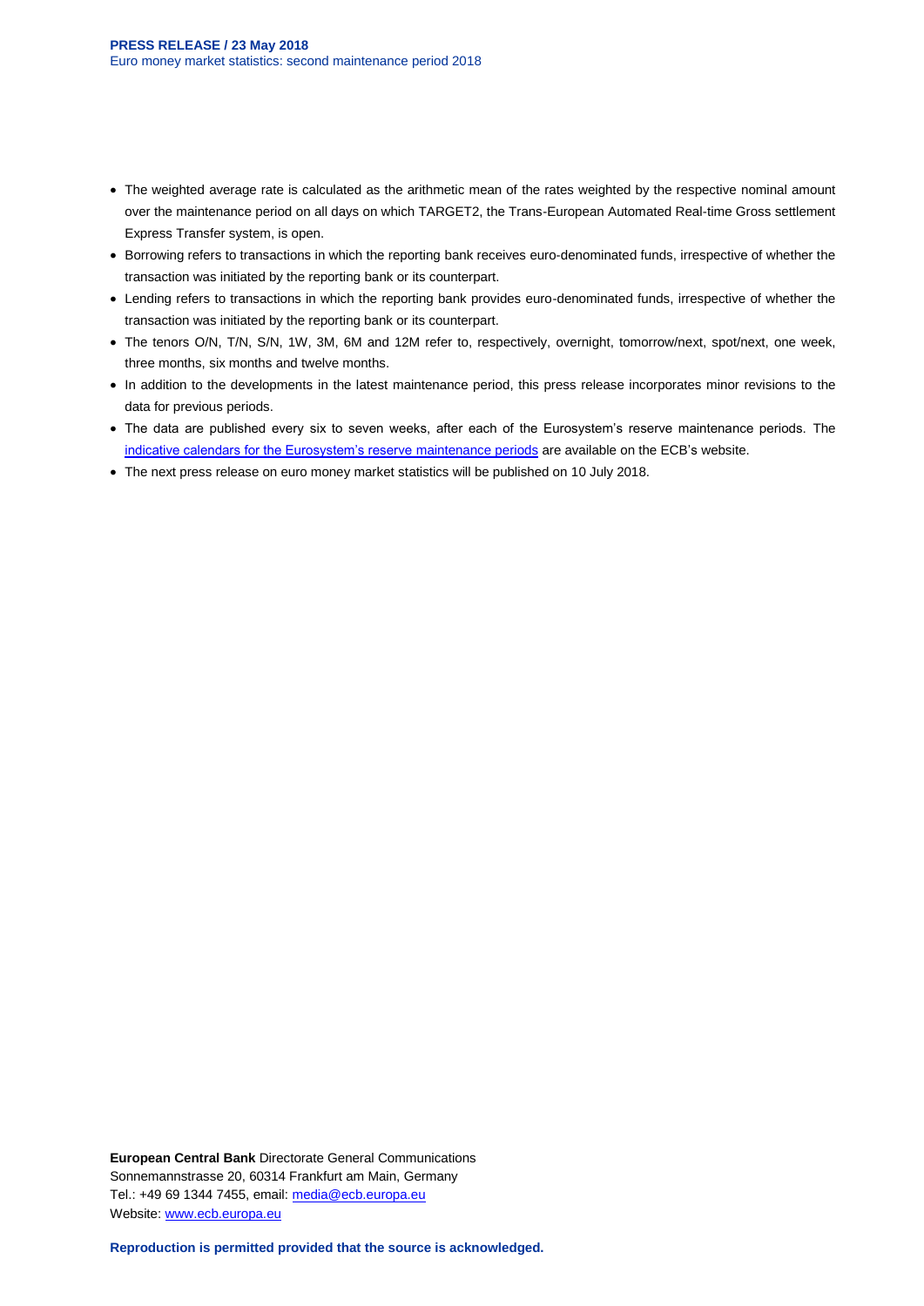- The weighted average rate is calculated as the arithmetic mean of the rates weighted by the respective nominal amount over the maintenance period on all days on which TARGET2, the Trans-European Automated Real-time Gross settlement Express Transfer system, is open.
- Borrowing refers to transactions in which the reporting bank receives euro-denominated funds, irrespective of whether the transaction was initiated by the reporting bank or its counterpart.
- Lending refers to transactions in which the reporting bank provides euro-denominated funds, irrespective of whether the transaction was initiated by the reporting bank or its counterpart.
- The tenors O/N, T/N, S/N, 1W, 3M, 6M and 12M refer to, respectively, overnight, tomorrow/next, spot/next, one week, three months, six months and twelve months.
- In addition to the developments in the latest maintenance period, this press release incorporates minor revisions to the data for previous periods.
- The data are published every six to seven weeks, after each of the Eurosystem's reserve maintenance periods. The indicative calendars for the Eurosystem's reserve maintenance periods are available on the ECB's website.
- The next press release on euro money market statistics will be published on 10 July 2018.

**European Central Bank** Directorate General Communications
Sonnemannstrasse 20, 60314 Frankfurt am Main, Germany
Tel.: +49 69 1344 7455, email: media@ecb.europa.eu
Website: www.ecb.europa.eu

**Reproduction is permitted provided that the source is acknowledged.**